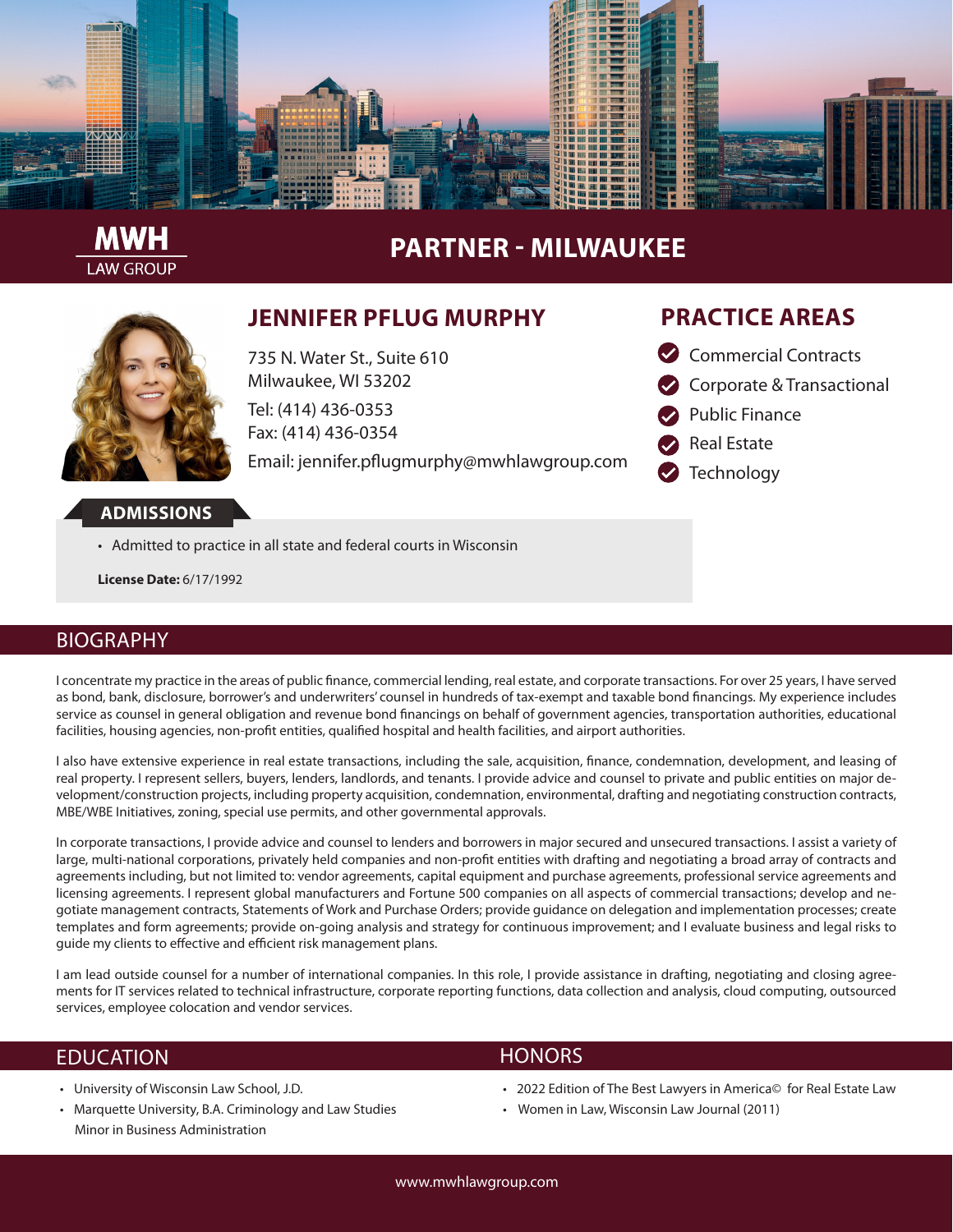**MWH**
LAW GROUP

# PARTNER - MILWAUKEE

## JENNIFER PFLUG MURPHY

735 N. Water St., Suite 610
Milwaukee, WI 53202

Tel: (414) 436-0353
Fax: (414) 436-0354

Email: jennifer.pflugmurphy@mwhlawgroup.com

## PRACTICE AREAS

- Commercial Contracts
- Corporate & Transactional
- Public Finance
- Real Estate
- Technology

## ADMISSIONS

- Admitted to practice in all state and federal courts in Wisconsin

**License Date:** 6/17/1992

## BIOGRAPHY

I concentrate my practice in the areas of public finance, commercial lending, real estate, and corporate transactions. For over 25 years, I have served as bond, bank, disclosure, borrower's and underwriters' counsel in hundreds of tax-exempt and taxable bond financings. My experience includes service as counsel in general obligation and revenue bond financings on behalf of government agencies, transportation authorities, educational facilities, housing agencies, non-profit entities, qualified hospital and health facilities, and airport authorities.

I also have extensive experience in real estate transactions, including the sale, acquisition, finance, condemnation, development, and leasing of real property. I represent sellers, buyers, lenders, landlords, and tenants. I provide advice and counsel to private and public entities on major development/construction projects, including property acquisition, condemnation, environmental, drafting and negotiating construction contracts, MBE/WBE Initiatives, zoning, special use permits, and other governmental approvals.

In corporate transactions, I provide advice and counsel to lenders and borrowers in major secured and unsecured transactions. I assist a variety of large, multi-national corporations, privately held companies and non-profit entities with drafting and negotiating a broad array of contracts and agreements including, but not limited to: vendor agreements, capital equipment and purchase agreements, professional service agreements and licensing agreements. I represent global manufacturers and Fortune 500 companies on all aspects of commercial transactions; develop and negotiate management contracts, Statements of Work and Purchase Orders; provide guidance on delegation and implementation processes; create templates and form agreements; provide on-going analysis and strategy for continuous improvement; and I evaluate business and legal risks to guide my clients to effective and efficient risk management plans.

I am lead outside counsel for a number of international companies. In this role, I provide assistance in drafting, negotiating and closing agreements for IT services related to technical infrastructure, corporate reporting functions, data collection and analysis, cloud computing, outsourced services, employee colocation and vendor services.

## EDUCATION

- University of Wisconsin Law School, J.D.
- Marquette University, B.A. Criminology and Law Studies
  Minor in Business Administration

## HONORS

- 2022 Edition of The Best Lawyers in America© for Real Estate Law
- Women in Law, Wisconsin Law Journal (2011)

www.mwhlawgroup.com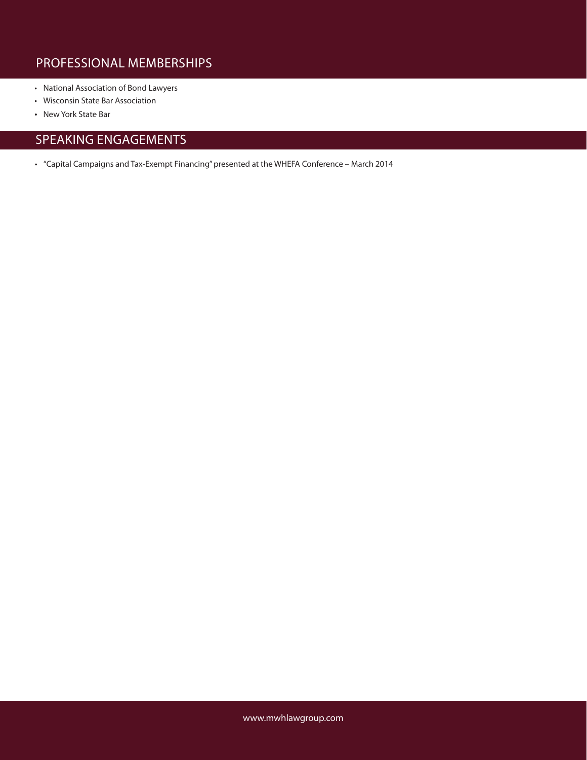## PROFESSIONAL MEMBERSHIPS

- National Association of Bond Lawyers
- Wisconsin State Bar Association
- New York State Bar

## SPEAKING ENGAGEMENTS

- "Capital Campaigns and Tax-Exempt Financing" presented at the WHEFA Conference – March 2014

www.mwhlawgroup.com